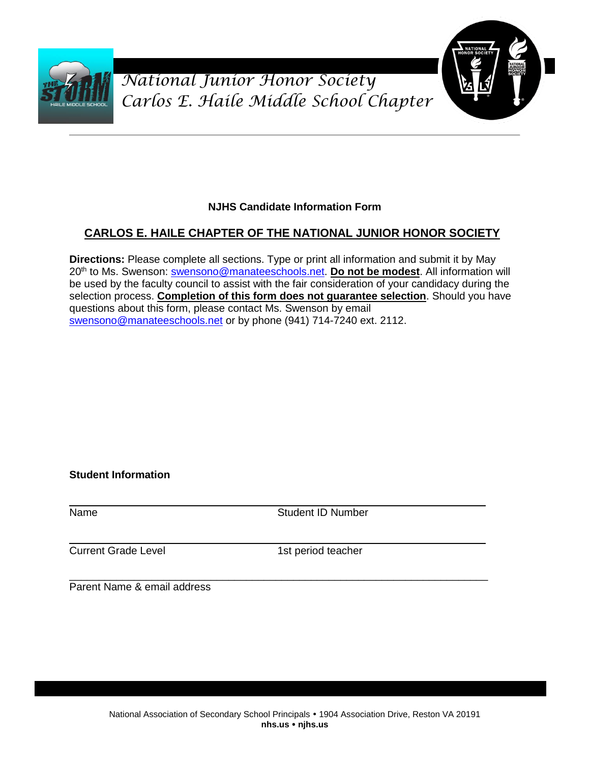# National Junior Honor Society
# Carlos E. Haile Middle School Chapter

**NJHS Candidate Information Form**

## CARLOS E. HAILE CHAPTER OF THE NATIONAL JUNIOR HONOR SOCIETY

**Directions:** Please complete all sections. Type or print all information and submit it by May 20th to Ms. Swenson: swensono@manateeschools.net. **Do not be modest**. All information will be used by the faculty council to assist with the fair consideration of your candidacy during the selection process. **Completion of this form does not guarantee selection**. Should you have questions about this form, please contact Ms. Swenson by email swensono@manateeschools.net or by phone (941) 714-7240 ext. 2112.

**Student Information**

\_\_\_\_\_\_\_\_\_\_\_\_\_\_\_\_\_\_\_\_\_\_\_\_\_\_\_\_\_\_\_\_\_\_\_\_\_\_\_\_\_\_\_\_\_\_\_\_\_\_\_\_\_\_\_\_\_\_\_\_\_\_\_\_\_\_\_\_\_\_

Name &nbsp;&nbsp;&nbsp;&nbsp;&nbsp;&nbsp;&nbsp;&nbsp;&nbsp;&nbsp;&nbsp;&nbsp;&nbsp;&nbsp;&nbsp;&nbsp;&nbsp;&nbsp;&nbsp;&nbsp;&nbsp;&nbsp;&nbsp;&nbsp; Student ID Number

\_\_\_\_\_\_\_\_\_\_\_\_\_\_\_\_\_\_\_\_\_\_\_\_\_\_\_\_\_\_\_\_\_\_\_\_\_\_\_\_\_\_\_\_\_\_\_\_\_\_\_\_\_\_\_\_\_\_\_\_\_\_\_\_\_\_\_\_\_\_

Current Grade Level &nbsp;&nbsp;&nbsp;&nbsp;&nbsp;&nbsp;&nbsp;&nbsp;&nbsp;&nbsp;&nbsp;&nbsp; 1st period teacher

\_\_\_\_\_\_\_\_\_\_\_\_\_\_\_\_\_\_\_\_\_\_\_\_\_\_\_\_\_\_\_\_\_\_\_\_\_\_\_\_\_\_\_\_\_\_\_\_\_\_\_\_\_\_\_\_\_\_\_\_\_\_\_\_\_\_\_\_\_\_

Parent Name & email address

National Association of Secondary School Principals • 1904 Association Drive, Reston VA 20191
**nhs.us • njhs.us**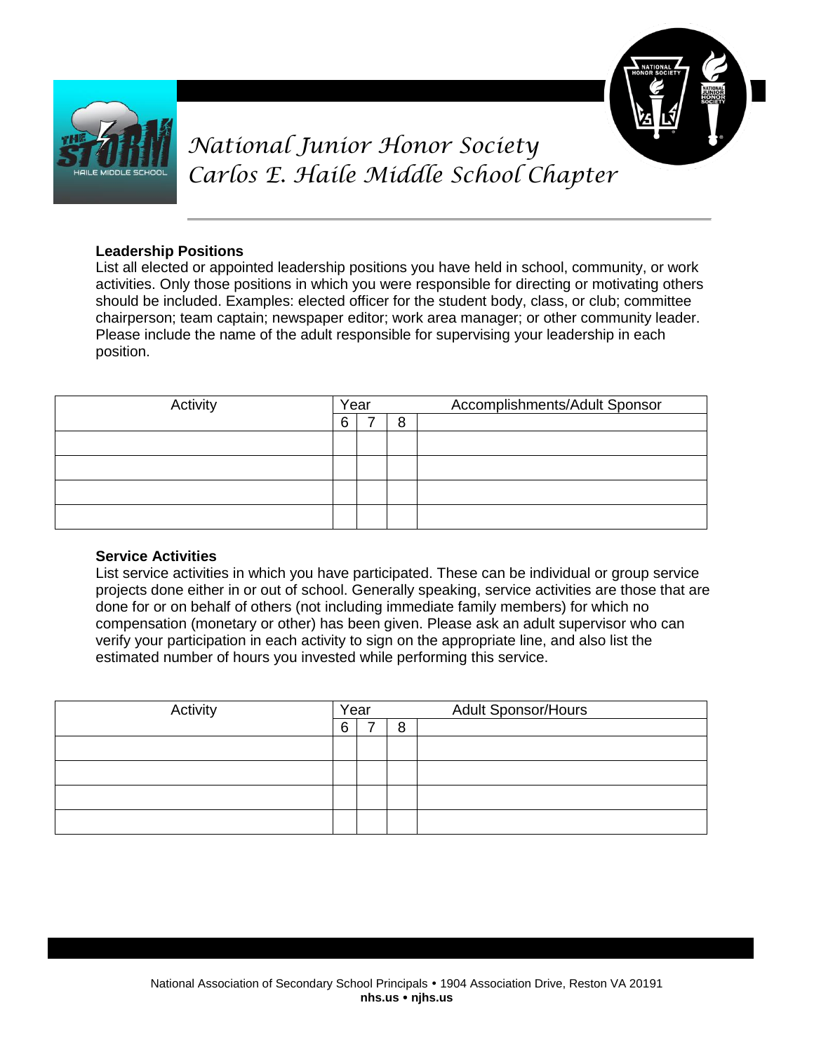# National Junior Honor Society
## Carlos E. Haile Middle School Chapter

**Leadership Positions**

List all elected or appointed leadership positions you have held in school, community, or work activities. Only those positions in which you were responsible for directing or motivating others should be included. Examples: elected officer for the student body, class, or club; committee chairperson; team captain; newspaper editor; work area manager; or other community leader. Please include the name of the adult responsible for supervising your leadership in each position.

| Activity | Year | | | Accomplishments/Adult Sponsor |
|---|---|---|---|---|
| | 6 | 7 | 8 | |
| | | | | |
| | | | | |
| | | | | |
| | | | | |

**Service Activities**

List service activities in which you have participated. These can be individual or group service projects done either in or out of school. Generally speaking, service activities are those that are done for or on behalf of others (not including immediate family members) for which no compensation (monetary or other) has been given. Please ask an adult supervisor who can verify your participation in each activity to sign on the appropriate line, and also list the estimated number of hours you invested while performing this service.

| Activity | Year | | | Adult Sponsor/Hours |
|---|---|---|---|---|
| | 6 | 7 | 8 | |
| | | | | |
| | | | | |
| | | | | |
| | | | | |

National Association of Secondary School Principals • 1904 Association Drive, Reston VA 20191
**nhs.us • njhs.us**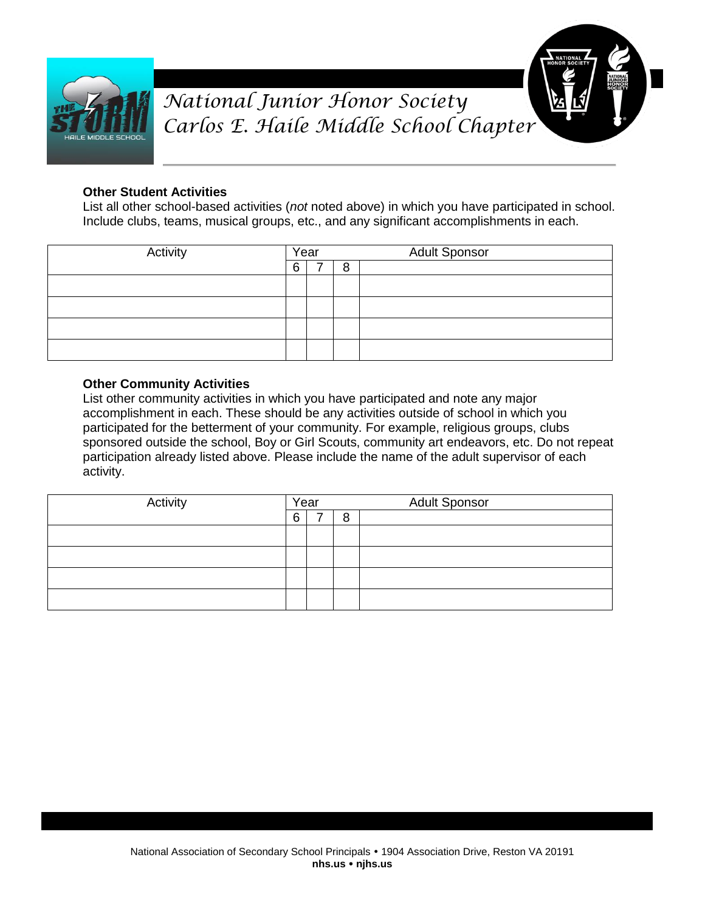# National Junior Honor Society
## Carlos E. Haile Middle School Chapter

### Other Student Activities

List all other school-based activities (*not* noted above) in which you have participated in school. Include clubs, teams, musical groups, etc., and any significant accomplishments in each.

| Activity | Year | | | Adult Sponsor |
|---|---|---|---|---|
| | 6 | 7 | 8 | |
| | | | | |
| | | | | |
| | | | | |
| | | | | |

### Other Community Activities

List other community activities in which you have participated and note any major accomplishment in each. These should be any activities outside of school in which you participated for the betterment of your community. For example, religious groups, clubs sponsored outside the school, Boy or Girl Scouts, community art endeavors, etc. Do not repeat participation already listed above. Please include the name of the adult supervisor of each activity.

| Activity | Year | | | Adult Sponsor |
|---|---|---|---|---|
| | 6 | 7 | 8 | |
| | | | | |
| | | | | |
| | | | | |
| | | | | |

National Association of Secondary School Principals • 1904 Association Drive, Reston VA 20191
**nhs.us • njhs.us**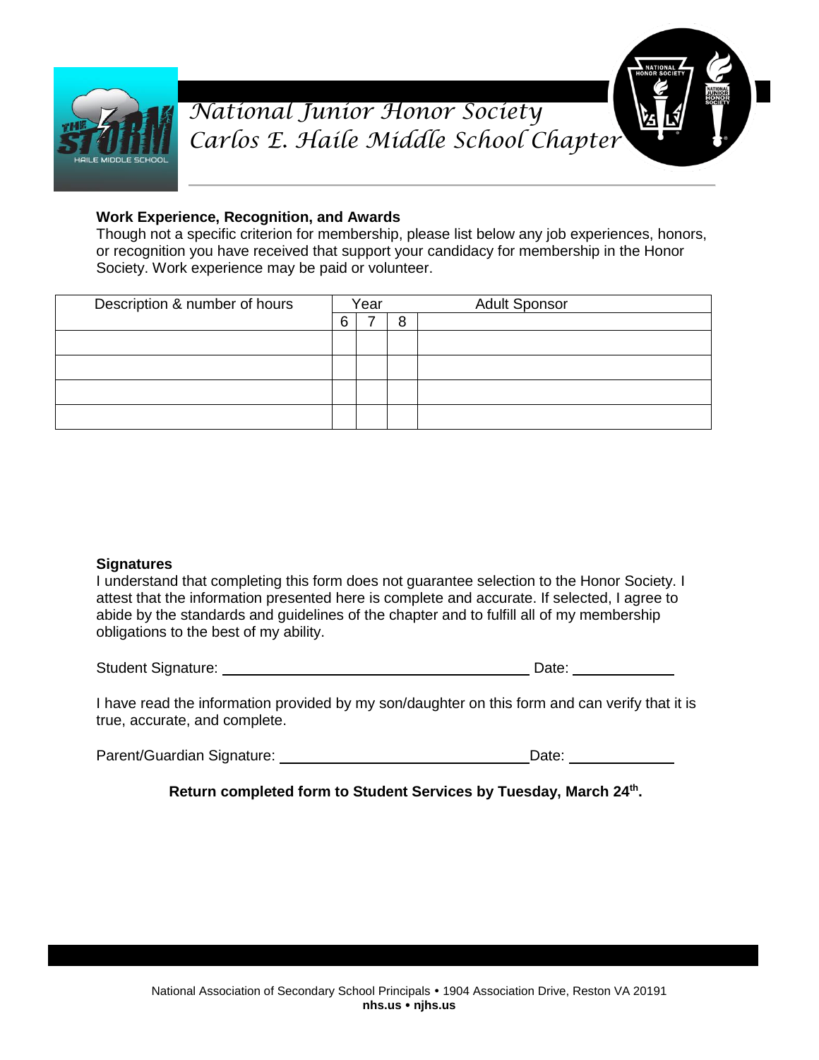# National Junior Honor Society
# Carlos E. Haile Middle School Chapter

**Work Experience, Recognition, and Awards**

Though not a specific criterion for membership, please list below any job experiences, honors, or recognition you have received that support your candidacy for membership in the Honor Society. Work experience may be paid or volunteer.

| Description & number of hours | Year | | | Adult Sponsor |
|---|---|---|---|---|
| | 6 | 7 | 8 | |
| | | | | |
| | | | | |
| | | | | |
| | | | | |

**Signatures**

I understand that completing this form does not guarantee selection to the Honor Society. I attest that the information presented here is complete and accurate. If selected, I agree to abide by the standards and guidelines of the chapter and to fulfill all of my membership obligations to the best of my ability.

Student Signature: ______________________________ Date: ____________

I have read the information provided by my son/daughter on this form and can verify that it is true, accurate, and complete.

Parent/Guardian Signature: ______________________________ Date: ____________

**Return completed form to Student Services by Tuesday, March 24th.**

National Association of Secondary School Principals • 1904 Association Drive, Reston VA 20191
**nhs.us • njhs.us**